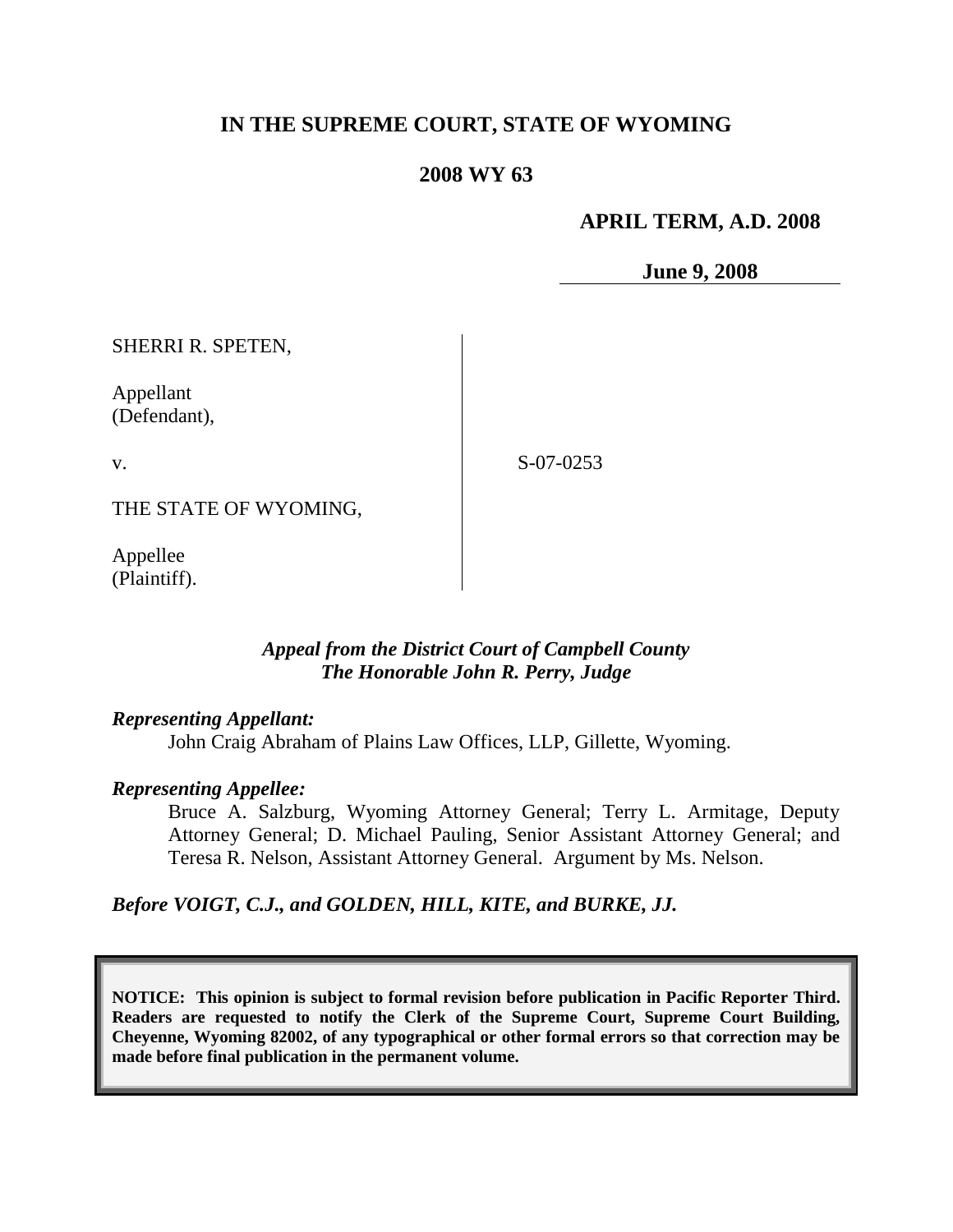# IN THE SUPREME COURT, STATE OF WYOMING

## 2008 WY 63

**APRIL TERM, A.D. 2008**

**June 9, 2008**

SHERRI R. SPETEN,

Appellant
(Defendant),

v.

S-07-0253

THE STATE OF WYOMING,

Appellee
(Plaintiff).

***Appeal from the District Court of Campbell County***
***The Honorable John R. Perry, Judge***

***Representing Appellant:***

John Craig Abraham of Plains Law Offices, LLP, Gillette, Wyoming.

***Representing Appellee:***

Bruce A. Salzburg, Wyoming Attorney General; Terry L. Armitage, Deputy Attorney General; D. Michael Pauling, Senior Assistant Attorney General; and Teresa R. Nelson, Assistant Attorney General. Argument by Ms. Nelson.

***Before VOIGT, C.J., and GOLDEN, HILL, KITE, and BURKE, JJ.***

**NOTICE: This opinion is subject to formal revision before publication in Pacific Reporter Third. Readers are requested to notify the Clerk of the Supreme Court, Supreme Court Building, Cheyenne, Wyoming 82002, of any typographical or other formal errors so that correction may be made before final publication in the permanent volume.**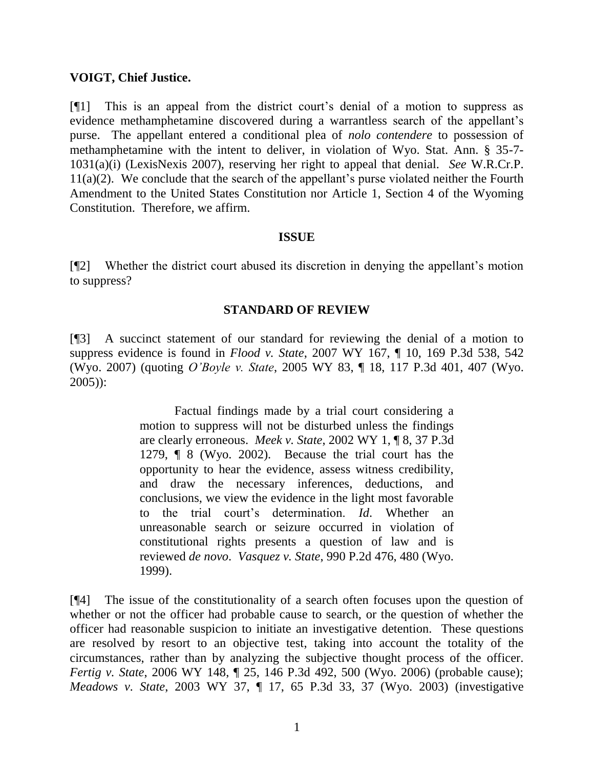**VOIGT, Chief Justice.**

[¶1] This is an appeal from the district court's denial of a motion to suppress as evidence methamphetamine discovered during a warrantless search of the appellant's purse. The appellant entered a conditional plea of *nolo contendere* to possession of methamphetamine with the intent to deliver, in violation of Wyo. Stat. Ann. § 35-7-1031(a)(i) (LexisNexis 2007), reserving her right to appeal that denial. *See* W.R.Cr.P. 11(a)(2). We conclude that the search of the appellant's purse violated neither the Fourth Amendment to the United States Constitution nor Article 1, Section 4 of the Wyoming Constitution. Therefore, we affirm.

## ISSUE

[¶2] Whether the district court abused its discretion in denying the appellant's motion to suppress?

## STANDARD OF REVIEW

[¶3] A succinct statement of our standard for reviewing the denial of a motion to suppress evidence is found in *Flood v. State*, 2007 WY 167, ¶ 10, 169 P.3d 538, 542 (Wyo. 2007) (quoting *O'Boyle v. State*, 2005 WY 83, ¶ 18, 117 P.3d 401, 407 (Wyo. 2005)):

> Factual findings made by a trial court considering a motion to suppress will not be disturbed unless the findings are clearly erroneous. *Meek v. State*, 2002 WY 1, ¶ 8, 37 P.3d 1279, ¶ 8 (Wyo. 2002). Because the trial court has the opportunity to hear the evidence, assess witness credibility, and draw the necessary inferences, deductions, and conclusions, we view the evidence in the light most favorable to the trial court's determination. *Id*. Whether an unreasonable search or seizure occurred in violation of constitutional rights presents a question of law and is reviewed *de novo*. *Vasquez v. State*, 990 P.2d 476, 480 (Wyo. 1999).

[¶4] The issue of the constitutionality of a search often focuses upon the question of whether or not the officer had probable cause to search, or the question of whether the officer had reasonable suspicion to initiate an investigative detention. These questions are resolved by resort to an objective test, taking into account the totality of the circumstances, rather than by analyzing the subjective thought process of the officer. *Fertig v. State*, 2006 WY 148, ¶ 25, 146 P.3d 492, 500 (Wyo. 2006) (probable cause); *Meadows v. State*, 2003 WY 37, ¶ 17, 65 P.3d 33, 37 (Wyo. 2003) (investigative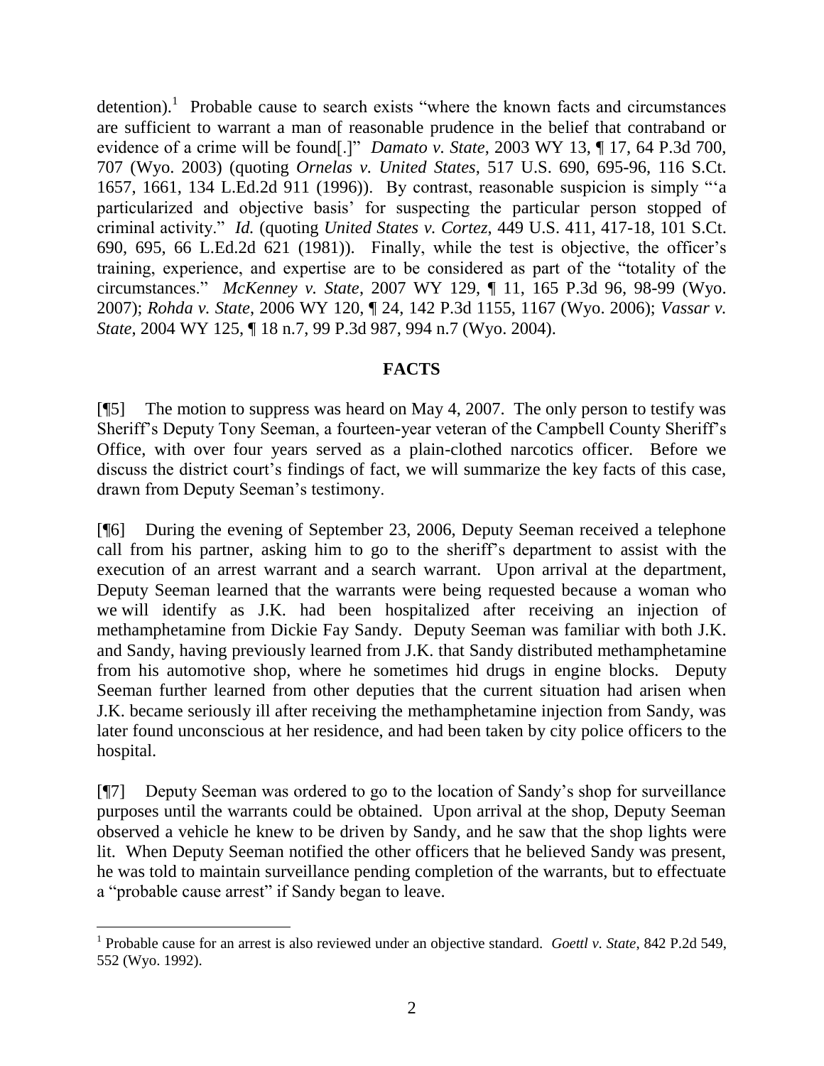detention).[1] Probable cause to search exists "where the known facts and circumstances are sufficient to warrant a man of reasonable prudence in the belief that contraband or evidence of a crime will be found[.]" *Damato v. State*, 2003 WY 13, ¶ 17, 64 P.3d 700, 707 (Wyo. 2003) (quoting *Ornelas v. United States*, 517 U.S. 690, 695-96, 116 S.Ct. 1657, 1661, 134 L.Ed.2d 911 (1996)). By contrast, reasonable suspicion is simply "'a particularized and objective basis' for suspecting the particular person stopped of criminal activity." *Id.* (quoting *United States v. Cortez*, 449 U.S. 411, 417-18, 101 S.Ct. 690, 695, 66 L.Ed.2d 621 (1981)). Finally, while the test is objective, the officer's training, experience, and expertise are to be considered as part of the "totality of the circumstances." *McKenney v. State*, 2007 WY 129, ¶ 11, 165 P.3d 96, 98-99 (Wyo. 2007); *Rohda v. State*, 2006 WY 120, ¶ 24, 142 P.3d 1155, 1167 (Wyo. 2006); *Vassar v. State*, 2004 WY 125, ¶ 18 n.7, 99 P.3d 987, 994 n.7 (Wyo. 2004).

## FACTS

[¶5] The motion to suppress was heard on May 4, 2007. The only person to testify was Sheriff's Deputy Tony Seeman, a fourteen-year veteran of the Campbell County Sheriff's Office, with over four years served as a plain-clothed narcotics officer. Before we discuss the district court's findings of fact, we will summarize the key facts of this case, drawn from Deputy Seeman's testimony.

[¶6] During the evening of September 23, 2006, Deputy Seeman received a telephone call from his partner, asking him to go to the sheriff's department to assist with the execution of an arrest warrant and a search warrant. Upon arrival at the department, Deputy Seeman learned that the warrants were being requested because a woman who we will identify as J.K. had been hospitalized after receiving an injection of methamphetamine from Dickie Fay Sandy. Deputy Seeman was familiar with both J.K. and Sandy, having previously learned from J.K. that Sandy distributed methamphetamine from his automotive shop, where he sometimes hid drugs in engine blocks. Deputy Seeman further learned from other deputies that the current situation had arisen when J.K. became seriously ill after receiving the methamphetamine injection from Sandy, was later found unconscious at her residence, and had been taken by city police officers to the hospital.

[¶7] Deputy Seeman was ordered to go to the location of Sandy's shop for surveillance purposes until the warrants could be obtained. Upon arrival at the shop, Deputy Seeman observed a vehicle he knew to be driven by Sandy, and he saw that the shop lights were lit. When Deputy Seeman notified the other officers that he believed Sandy was present, he was told to maintain surveillance pending completion of the warrants, but to effectuate a "probable cause arrest" if Sandy began to leave.

---

[1] Probable cause for an arrest is also reviewed under an objective standard. *Goettl v. State*, 842 P.2d 549, 552 (Wyo. 1992).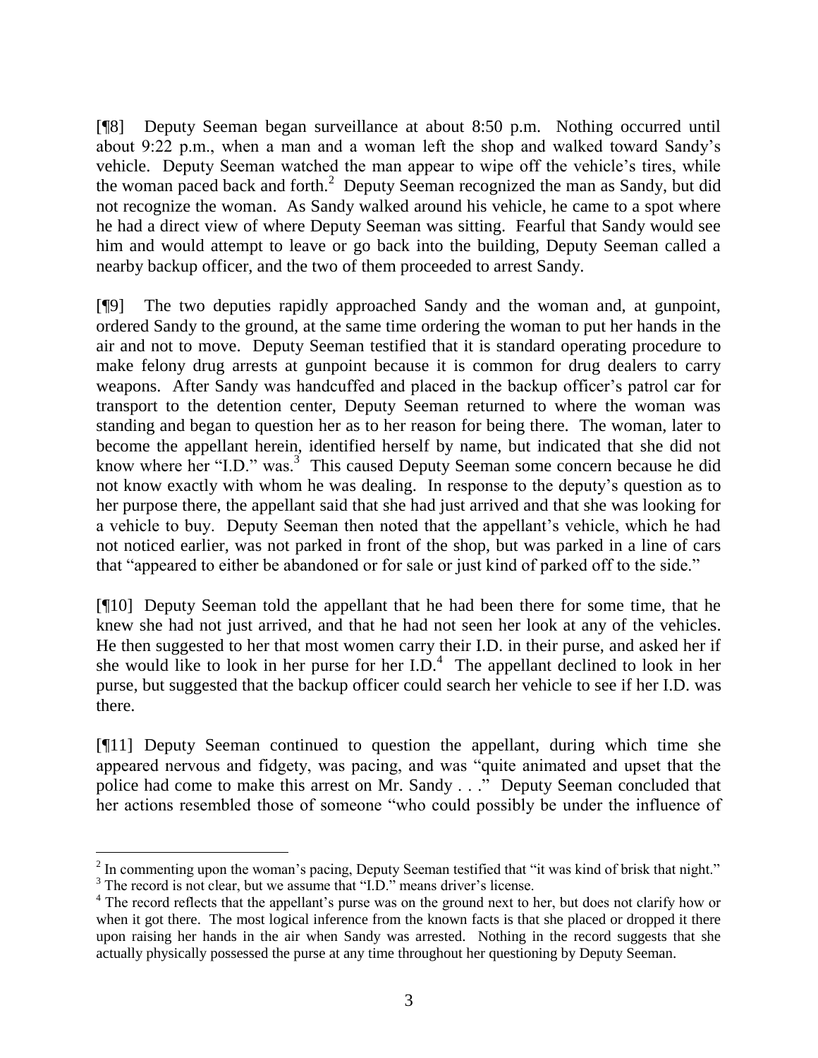[¶8] Deputy Seeman began surveillance at about 8:50 p.m. Nothing occurred until about 9:22 p.m., when a man and a woman left the shop and walked toward Sandy's vehicle. Deputy Seeman watched the man appear to wipe off the vehicle's tires, while the woman paced back and forth.[2] Deputy Seeman recognized the man as Sandy, but did not recognize the woman. As Sandy walked around his vehicle, he came to a spot where he had a direct view of where Deputy Seeman was sitting. Fearful that Sandy would see him and would attempt to leave or go back into the building, Deputy Seeman called a nearby backup officer, and the two of them proceeded to arrest Sandy.

[¶9] The two deputies rapidly approached Sandy and the woman and, at gunpoint, ordered Sandy to the ground, at the same time ordering the woman to put her hands in the air and not to move. Deputy Seeman testified that it is standard operating procedure to make felony drug arrests at gunpoint because it is common for drug dealers to carry weapons. After Sandy was handcuffed and placed in the backup officer's patrol car for transport to the detention center, Deputy Seeman returned to where the woman was standing and began to question her as to her reason for being there. The woman, later to become the appellant herein, identified herself by name, but indicated that she did not know where her "I.D." was.[3] This caused Deputy Seeman some concern because he did not know exactly with whom he was dealing. In response to the deputy's question as to her purpose there, the appellant said that she had just arrived and that she was looking for a vehicle to buy. Deputy Seeman then noted that the appellant's vehicle, which he had not noticed earlier, was not parked in front of the shop, but was parked in a line of cars that "appeared to either be abandoned or for sale or just kind of parked off to the side."

[¶10] Deputy Seeman told the appellant that he had been there for some time, that he knew she had not just arrived, and that he had not seen her look at any of the vehicles. He then suggested to her that most women carry their I.D. in their purse, and asked her if she would like to look in her purse for her I.D.[4] The appellant declined to look in her purse, but suggested that the backup officer could search her vehicle to see if her I.D. was there.

[¶11] Deputy Seeman continued to question the appellant, during which time she appeared nervous and fidgety, was pacing, and was "quite animated and upset that the police had come to make this arrest on Mr. Sandy . . ." Deputy Seeman concluded that her actions resembled those of someone "who could possibly be under the influence of

---

[2] In commenting upon the woman's pacing, Deputy Seeman testified that "it was kind of brisk that night."

[3] The record is not clear, but we assume that "I.D." means driver's license.

[4] The record reflects that the appellant's purse was on the ground next to her, but does not clarify how or when it got there. The most logical inference from the known facts is that she placed or dropped it there upon raising her hands in the air when Sandy was arrested. Nothing in the record suggests that she actually physically possessed the purse at any time throughout her questioning by Deputy Seeman.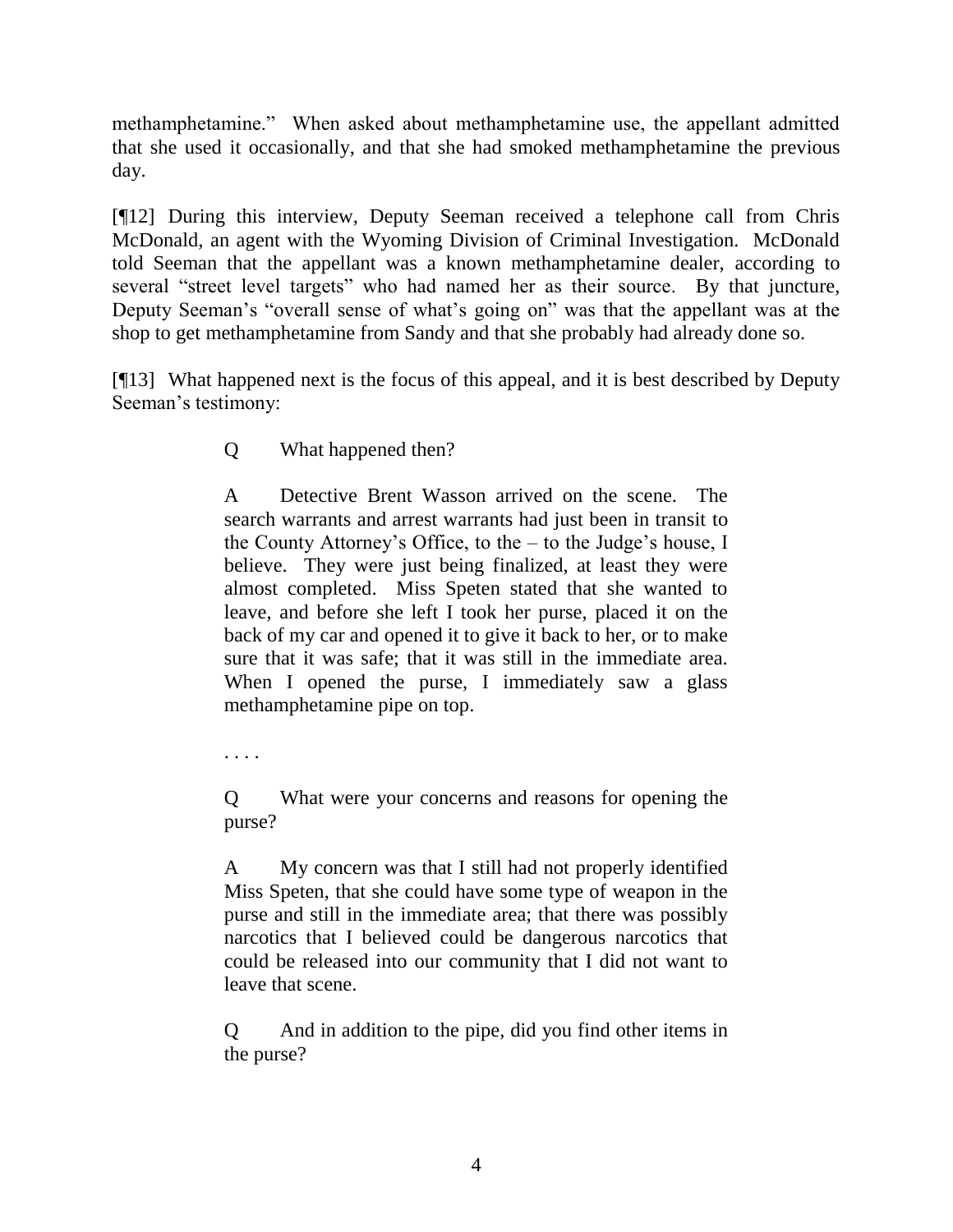methamphetamine." When asked about methamphetamine use, the appellant admitted that she used it occasionally, and that she had smoked methamphetamine the previous day.

[¶12] During this interview, Deputy Seeman received a telephone call from Chris McDonald, an agent with the Wyoming Division of Criminal Investigation. McDonald told Seeman that the appellant was a known methamphetamine dealer, according to several "street level targets" who had named her as their source. By that juncture, Deputy Seeman's "overall sense of what's going on" was that the appellant was at the shop to get methamphetamine from Sandy and that she probably had already done so.

[¶13] What happened next is the focus of this appeal, and it is best described by Deputy Seeman's testimony:

> Q What happened then?
>
> A Detective Brent Wasson arrived on the scene. The search warrants and arrest warrants had just been in transit to the County Attorney's Office, to the – to the Judge's house, I believe. They were just being finalized, at least they were almost completed. Miss Speten stated that she wanted to leave, and before she left I took her purse, placed it on the back of my car and opened it to give it back to her, or to make sure that it was safe; that it was still in the immediate area. When I opened the purse, I immediately saw a glass methamphetamine pipe on top.
>
> . . . .
>
> Q What were your concerns and reasons for opening the purse?
>
> A My concern was that I still had not properly identified Miss Speten, that she could have some type of weapon in the purse and still in the immediate area; that there was possibly narcotics that I believed could be dangerous narcotics that could be released into our community that I did not want to leave that scene.
>
> Q And in addition to the pipe, did you find other items in the purse?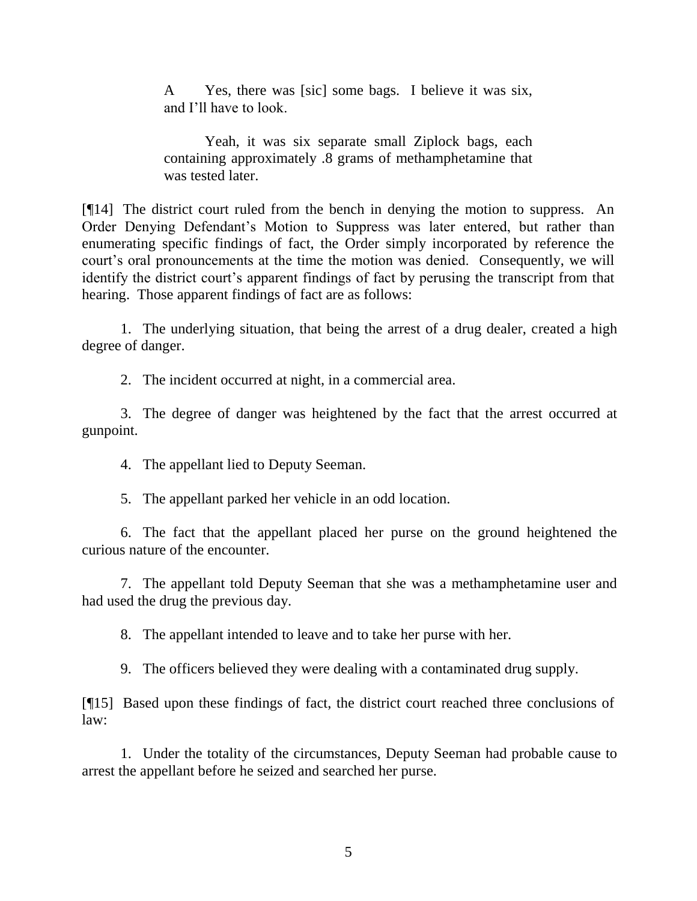> A Yes, there was [sic] some bags. I believe it was six, and I'll have to look.
>
> Yeah, it was six separate small Ziplock bags, each containing approximately .8 grams of methamphetamine that was tested later.

[¶14] The district court ruled from the bench in denying the motion to suppress. An Order Denying Defendant's Motion to Suppress was later entered, but rather than enumerating specific findings of fact, the Order simply incorporated by reference the court's oral pronouncements at the time the motion was denied. Consequently, we will identify the district court's apparent findings of fact by perusing the transcript from that hearing. Those apparent findings of fact are as follows:

1. The underlying situation, that being the arrest of a drug dealer, created a high degree of danger.

2. The incident occurred at night, in a commercial area.

3. The degree of danger was heightened by the fact that the arrest occurred at gunpoint.

4. The appellant lied to Deputy Seeman.

5. The appellant parked her vehicle in an odd location.

6. The fact that the appellant placed her purse on the ground heightened the curious nature of the encounter.

7. The appellant told Deputy Seeman that she was a methamphetamine user and had used the drug the previous day.

8. The appellant intended to leave and to take her purse with her.

9. The officers believed they were dealing with a contaminated drug supply.

[¶15] Based upon these findings of fact, the district court reached three conclusions of law:

1. Under the totality of the circumstances, Deputy Seeman had probable cause to arrest the appellant before he seized and searched her purse.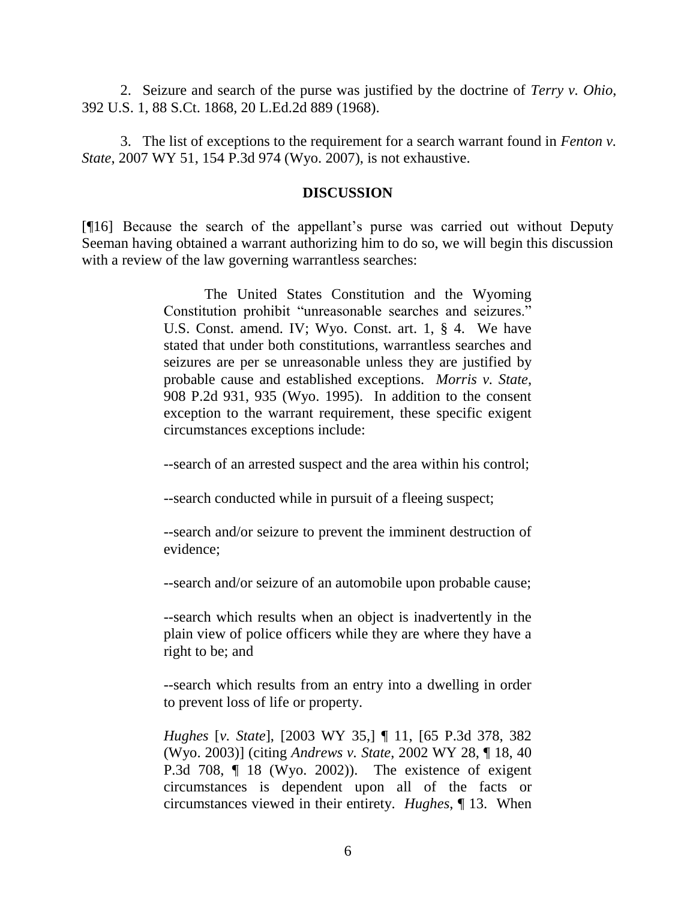2. Seizure and search of the purse was justified by the doctrine of *Terry v. Ohio*, 392 U.S. 1, 88 S.Ct. 1868, 20 L.Ed.2d 889 (1968).

3. The list of exceptions to the requirement for a search warrant found in *Fenton v. State*, 2007 WY 51, 154 P.3d 974 (Wyo. 2007), is not exhaustive.

## DISCUSSION

[¶16] Because the search of the appellant's purse was carried out without Deputy Seeman having obtained a warrant authorizing him to do so, we will begin this discussion with a review of the law governing warrantless searches:

> The United States Constitution and the Wyoming Constitution prohibit "unreasonable searches and seizures." U.S. Const. amend. IV; Wyo. Const. art. 1, § 4. We have stated that under both constitutions, warrantless searches and seizures are per se unreasonable unless they are justified by probable cause and established exceptions. *Morris v. State*, 908 P.2d 931, 935 (Wyo. 1995). In addition to the consent exception to the warrant requirement, these specific exigent circumstances exceptions include:
>
> --search of an arrested suspect and the area within his control;
>
> --search conducted while in pursuit of a fleeing suspect;
>
> --search and/or seizure to prevent the imminent destruction of evidence;
>
> --search and/or seizure of an automobile upon probable cause;
>
> --search which results when an object is inadvertently in the plain view of police officers while they are where they have a right to be; and
>
> --search which results from an entry into a dwelling in order to prevent loss of life or property.
>
> *Hughes* [*v. State*], [2003 WY 35,] ¶ 11, [65 P.3d 378, 382 (Wyo. 2003)] (citing *Andrews v. State*, 2002 WY 28, ¶ 18, 40 P.3d 708, ¶ 18 (Wyo. 2002)). The existence of exigent circumstances is dependent upon all of the facts or circumstances viewed in their entirety. *Hughes*, ¶ 13. When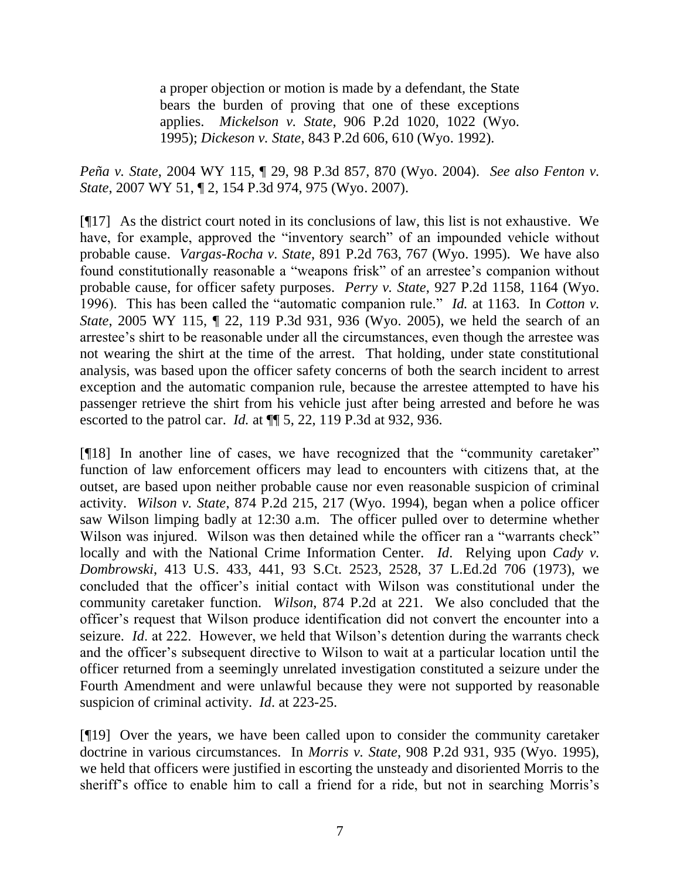> a proper objection or motion is made by a defendant, the State bears the burden of proving that one of these exceptions applies. *Mickelson v. State*, 906 P.2d 1020, 1022 (Wyo. 1995); *Dickeson v. State*, 843 P.2d 606, 610 (Wyo. 1992).

*Peña v. State*, 2004 WY 115, ¶ 29, 98 P.3d 857, 870 (Wyo. 2004). *See also Fenton v. State*, 2007 WY 51, ¶ 2, 154 P.3d 974, 975 (Wyo. 2007).

[¶17] As the district court noted in its conclusions of law, this list is not exhaustive. We have, for example, approved the "inventory search" of an impounded vehicle without probable cause. *Vargas-Rocha v. State*, 891 P.2d 763, 767 (Wyo. 1995). We have also found constitutionally reasonable a "weapons frisk" of an arrestee's companion without probable cause, for officer safety purposes. *Perry v. State*, 927 P.2d 1158, 1164 (Wyo. 1996). This has been called the "automatic companion rule." *Id.* at 1163. In *Cotton v. State*, 2005 WY 115, ¶ 22, 119 P.3d 931, 936 (Wyo. 2005), we held the search of an arrestee's shirt to be reasonable under all the circumstances, even though the arrestee was not wearing the shirt at the time of the arrest. That holding, under state constitutional analysis, was based upon the officer safety concerns of both the search incident to arrest exception and the automatic companion rule, because the arrestee attempted to have his passenger retrieve the shirt from his vehicle just after being arrested and before he was escorted to the patrol car. *Id.* at ¶¶ 5, 22, 119 P.3d at 932, 936.

[¶18] In another line of cases, we have recognized that the "community caretaker" function of law enforcement officers may lead to encounters with citizens that, at the outset, are based upon neither probable cause nor even reasonable suspicion of criminal activity. *Wilson v. State*, 874 P.2d 215, 217 (Wyo. 1994), began when a police officer saw Wilson limping badly at 12:30 a.m. The officer pulled over to determine whether Wilson was injured. Wilson was then detained while the officer ran a "warrants check" locally and with the National Crime Information Center. *Id*. Relying upon *Cady v. Dombrowski*, 413 U.S. 433, 441, 93 S.Ct. 2523, 2528, 37 L.Ed.2d 706 (1973), we concluded that the officer's initial contact with Wilson was constitutional under the community caretaker function. *Wilson*, 874 P.2d at 221. We also concluded that the officer's request that Wilson produce identification did not convert the encounter into a seizure. *Id*. at 222. However, we held that Wilson's detention during the warrants check and the officer's subsequent directive to Wilson to wait at a particular location until the officer returned from a seemingly unrelated investigation constituted a seizure under the Fourth Amendment and were unlawful because they were not supported by reasonable suspicion of criminal activity. *Id*. at 223-25.

[¶19] Over the years, we have been called upon to consider the community caretaker doctrine in various circumstances. In *Morris v. State*, 908 P.2d 931, 935 (Wyo. 1995), we held that officers were justified in escorting the unsteady and disoriented Morris to the sheriff's office to enable him to call a friend for a ride, but not in searching Morris's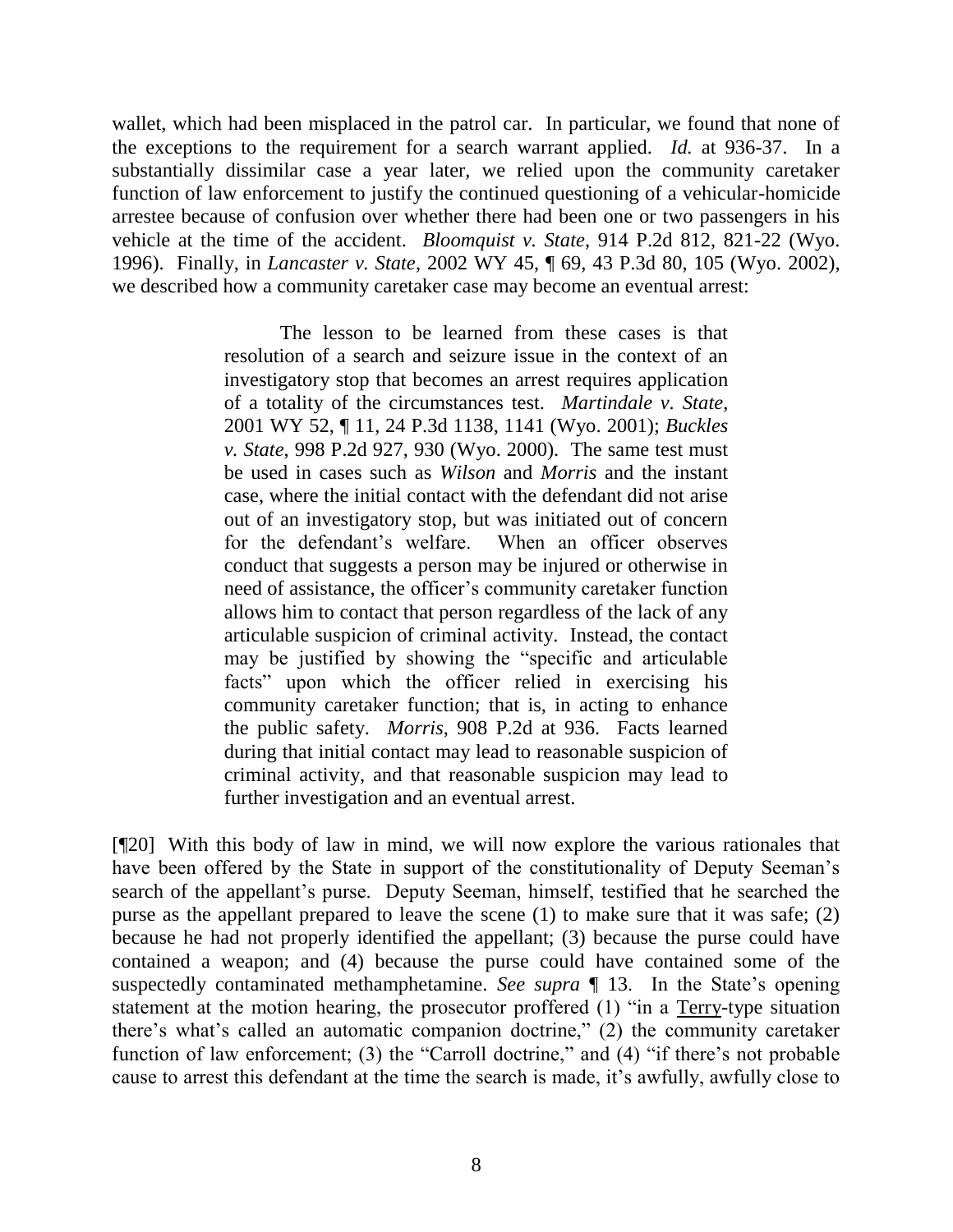wallet, which had been misplaced in the patrol car. In particular, we found that none of the exceptions to the requirement for a search warrant applied. *Id.* at 936-37. In a substantially dissimilar case a year later, we relied upon the community caretaker function of law enforcement to justify the continued questioning of a vehicular-homicide arrestee because of confusion over whether there had been one or two passengers in his vehicle at the time of the accident. *Bloomquist v. State*, 914 P.2d 812, 821-22 (Wyo. 1996). Finally, in *Lancaster v. State*, 2002 WY 45, ¶ 69, 43 P.3d 80, 105 (Wyo. 2002), we described how a community caretaker case may become an eventual arrest:

> The lesson to be learned from these cases is that resolution of a search and seizure issue in the context of an investigatory stop that becomes an arrest requires application of a totality of the circumstances test. *Martindale v. State*, 2001 WY 52, ¶ 11, 24 P.3d 1138, 1141 (Wyo. 2001); *Buckles v. State*, 998 P.2d 927, 930 (Wyo. 2000). The same test must be used in cases such as *Wilson* and *Morris* and the instant case, where the initial contact with the defendant did not arise out of an investigatory stop, but was initiated out of concern for the defendant's welfare. When an officer observes conduct that suggests a person may be injured or otherwise in need of assistance, the officer's community caretaker function allows him to contact that person regardless of the lack of any articulable suspicion of criminal activity. Instead, the contact may be justified by showing the "specific and articulable facts" upon which the officer relied in exercising his community caretaker function; that is, in acting to enhance the public safety. *Morris*, 908 P.2d at 936. Facts learned during that initial contact may lead to reasonable suspicion of criminal activity, and that reasonable suspicion may lead to further investigation and an eventual arrest.

[¶20] With this body of law in mind, we will now explore the various rationales that have been offered by the State in support of the constitutionality of Deputy Seeman's search of the appellant's purse. Deputy Seeman, himself, testified that he searched the purse as the appellant prepared to leave the scene (1) to make sure that it was safe; (2) because he had not properly identified the appellant; (3) because the purse could have contained a weapon; and (4) because the purse could have contained some of the suspectedly contaminated methamphetamine. *See supra* ¶ 13. In the State's opening statement at the motion hearing, the prosecutor proffered (1) "in a Terry-type situation there's what's called an automatic companion doctrine," (2) the community caretaker function of law enforcement; (3) the "Carroll doctrine," and (4) "if there's not probable cause to arrest this defendant at the time the search is made, it's awfully, awfully close to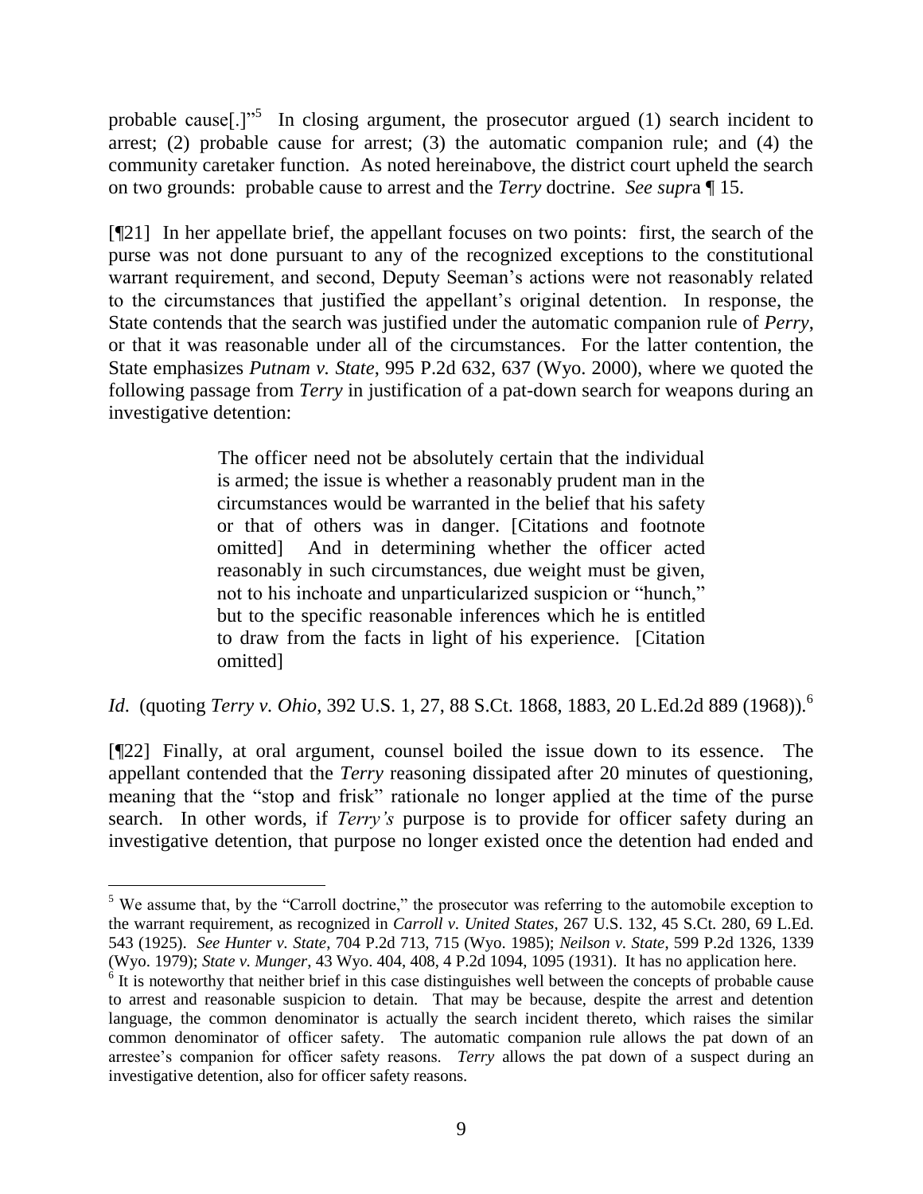probable cause[.]"[5] In closing argument, the prosecutor argued (1) search incident to arrest; (2) probable cause for arrest; (3) the automatic companion rule; and (4) the community caretaker function. As noted hereinabove, the district court upheld the search on two grounds: probable cause to arrest and the *Terry* doctrine. *See supra* ¶ 15.

[¶21] In her appellate brief, the appellant focuses on two points: first, the search of the purse was not done pursuant to any of the recognized exceptions to the constitutional warrant requirement, and second, Deputy Seeman's actions were not reasonably related to the circumstances that justified the appellant's original detention. In response, the State contends that the search was justified under the automatic companion rule of *Perry*, or that it was reasonable under all of the circumstances. For the latter contention, the State emphasizes *Putnam v. State*, 995 P.2d 632, 637 (Wyo. 2000), where we quoted the following passage from *Terry* in justification of a pat-down search for weapons during an investigative detention:

> The officer need not be absolutely certain that the individual is armed; the issue is whether a reasonably prudent man in the circumstances would be warranted in the belief that his safety or that of others was in danger. [Citations and footnote omitted] And in determining whether the officer acted reasonably in such circumstances, due weight must be given, not to his inchoate and unparticularized suspicion or "hunch," but to the specific reasonable inferences which he is entitled to draw from the facts in light of his experience. [Citation omitted]

*Id*. (quoting *Terry v. Ohio*, 392 U.S. 1, 27, 88 S.Ct. 1868, 1883, 20 L.Ed.2d 889 (1968)).[6]

[¶22] Finally, at oral argument, counsel boiled the issue down to its essence. The appellant contended that the *Terry* reasoning dissipated after 20 minutes of questioning, meaning that the "stop and frisk" rationale no longer applied at the time of the purse search. In other words, if *Terry's* purpose is to provide for officer safety during an investigative detention, that purpose no longer existed once the detention had ended and

---

[5] We assume that, by the "Carroll doctrine," the prosecutor was referring to the automobile exception to the warrant requirement, as recognized in *Carroll v. United States*, 267 U.S. 132, 45 S.Ct. 280, 69 L.Ed. 543 (1925). *See Hunter v. State*, 704 P.2d 713, 715 (Wyo. 1985); *Neilson v. State*, 599 P.2d 1326, 1339 (Wyo. 1979); *State v. Munger*, 43 Wyo. 404, 408, 4 P.2d 1094, 1095 (1931). It has no application here.

[6] It is noteworthy that neither brief in this case distinguishes well between the concepts of probable cause to arrest and reasonable suspicion to detain. That may be because, despite the arrest and detention language, the common denominator is actually the search incident thereto, which raises the similar common denominator of officer safety. The automatic companion rule allows the pat down of an arrestee's companion for officer safety reasons. *Terry* allows the pat down of a suspect during an investigative detention, also for officer safety reasons.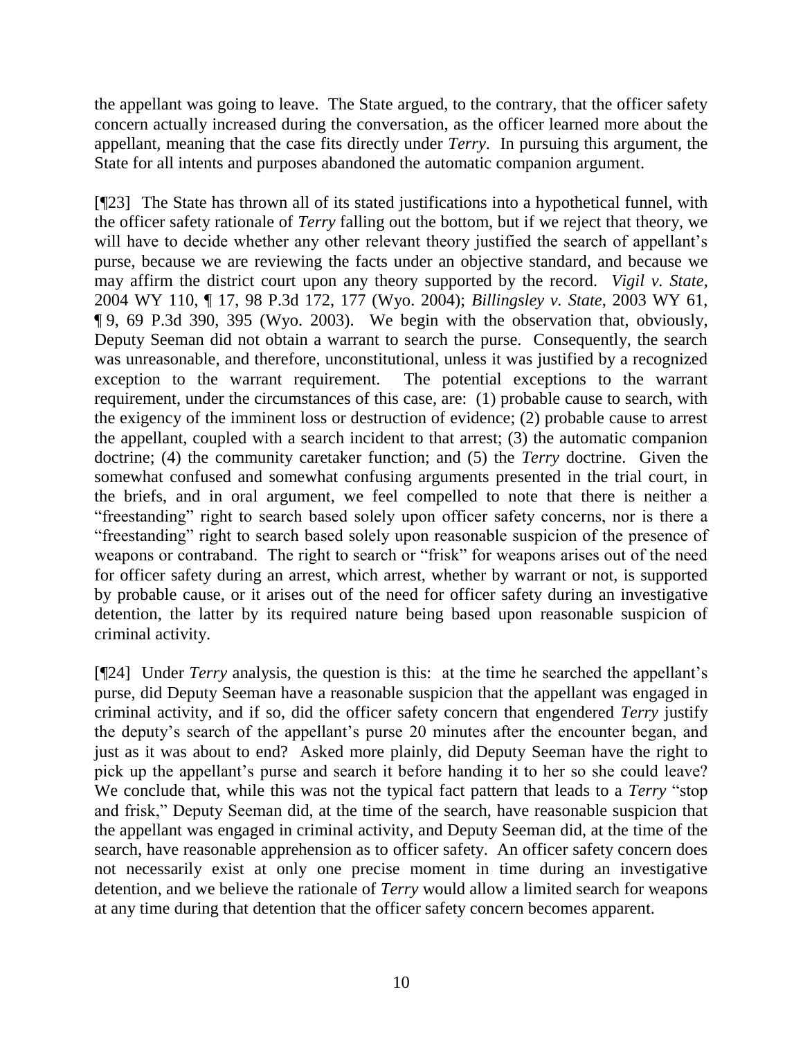the appellant was going to leave. The State argued, to the contrary, that the officer safety concern actually increased during the conversation, as the officer learned more about the appellant, meaning that the case fits directly under *Terry*. In pursuing this argument, the State for all intents and purposes abandoned the automatic companion argument.

[¶23] The State has thrown all of its stated justifications into a hypothetical funnel, with the officer safety rationale of *Terry* falling out the bottom, but if we reject that theory, we will have to decide whether any other relevant theory justified the search of appellant's purse, because we are reviewing the facts under an objective standard, and because we may affirm the district court upon any theory supported by the record. *Vigil v. State*, 2004 WY 110, ¶ 17, 98 P.3d 172, 177 (Wyo. 2004); *Billingsley v. State*, 2003 WY 61, ¶ 9, 69 P.3d 390, 395 (Wyo. 2003). We begin with the observation that, obviously, Deputy Seeman did not obtain a warrant to search the purse. Consequently, the search was unreasonable, and therefore, unconstitutional, unless it was justified by a recognized exception to the warrant requirement. The potential exceptions to the warrant requirement, under the circumstances of this case, are: (1) probable cause to search, with the exigency of the imminent loss or destruction of evidence; (2) probable cause to arrest the appellant, coupled with a search incident to that arrest; (3) the automatic companion doctrine; (4) the community caretaker function; and (5) the *Terry* doctrine. Given the somewhat confused and somewhat confusing arguments presented in the trial court, in the briefs, and in oral argument, we feel compelled to note that there is neither a "freestanding" right to search based solely upon officer safety concerns, nor is there a "freestanding" right to search based solely upon reasonable suspicion of the presence of weapons or contraband. The right to search or "frisk" for weapons arises out of the need for officer safety during an arrest, which arrest, whether by warrant or not, is supported by probable cause, or it arises out of the need for officer safety during an investigative detention, the latter by its required nature being based upon reasonable suspicion of criminal activity.

[¶24] Under *Terry* analysis, the question is this: at the time he searched the appellant's purse, did Deputy Seeman have a reasonable suspicion that the appellant was engaged in criminal activity, and if so, did the officer safety concern that engendered *Terry* justify the deputy's search of the appellant's purse 20 minutes after the encounter began, and just as it was about to end? Asked more plainly, did Deputy Seeman have the right to pick up the appellant's purse and search it before handing it to her so she could leave? We conclude that, while this was not the typical fact pattern that leads to a *Terry* "stop and frisk," Deputy Seeman did, at the time of the search, have reasonable suspicion that the appellant was engaged in criminal activity, and Deputy Seeman did, at the time of the search, have reasonable apprehension as to officer safety. An officer safety concern does not necessarily exist at only one precise moment in time during an investigative detention, and we believe the rationale of *Terry* would allow a limited search for weapons at any time during that detention that the officer safety concern becomes apparent.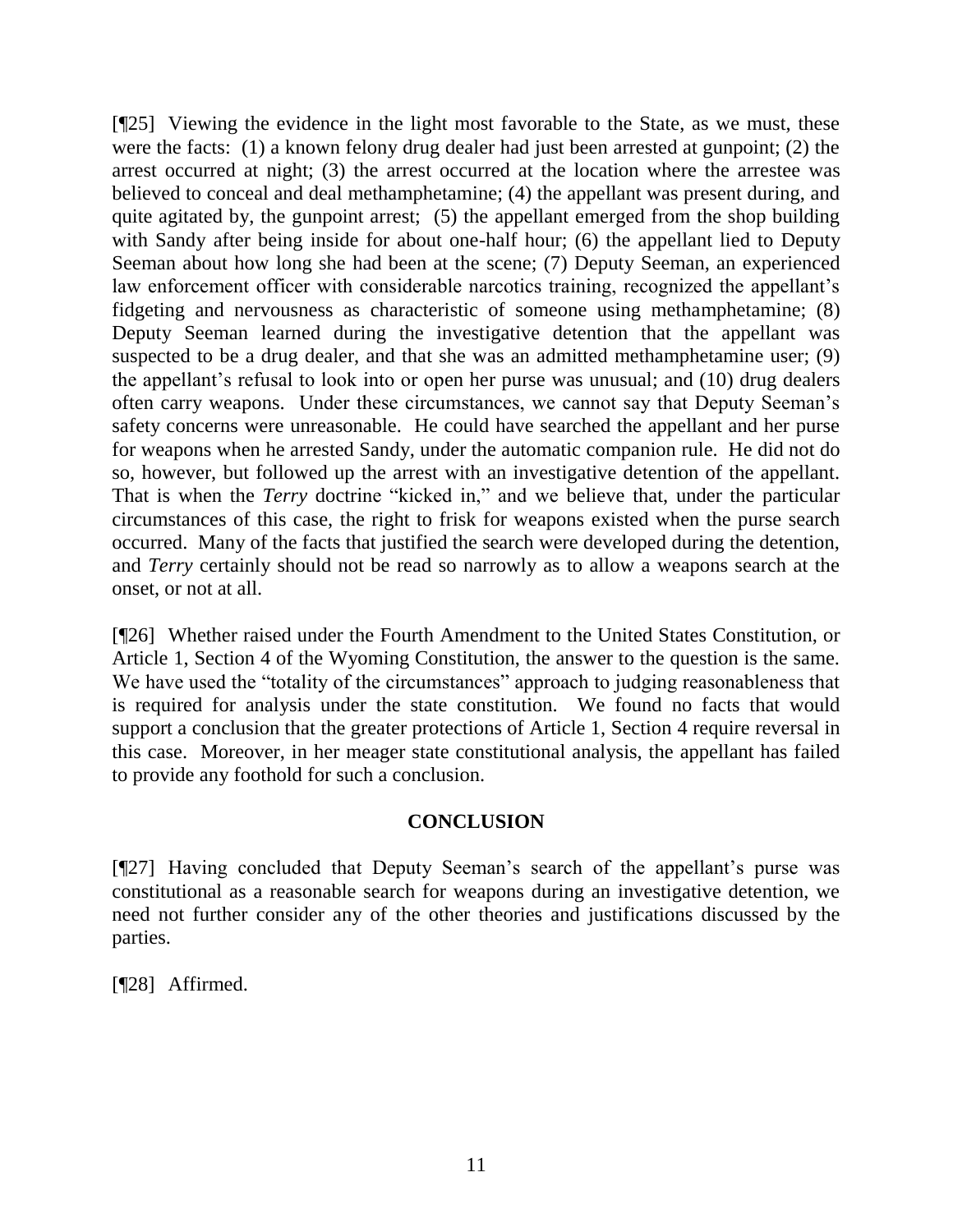[¶25] Viewing the evidence in the light most favorable to the State, as we must, these were the facts: (1) a known felony drug dealer had just been arrested at gunpoint; (2) the arrest occurred at night; (3) the arrest occurred at the location where the arrestee was believed to conceal and deal methamphetamine; (4) the appellant was present during, and quite agitated by, the gunpoint arrest; (5) the appellant emerged from the shop building with Sandy after being inside for about one-half hour; (6) the appellant lied to Deputy Seeman about how long she had been at the scene; (7) Deputy Seeman, an experienced law enforcement officer with considerable narcotics training, recognized the appellant's fidgeting and nervousness as characteristic of someone using methamphetamine; (8) Deputy Seeman learned during the investigative detention that the appellant was suspected to be a drug dealer, and that she was an admitted methamphetamine user; (9) the appellant's refusal to look into or open her purse was unusual; and (10) drug dealers often carry weapons. Under these circumstances, we cannot say that Deputy Seeman's safety concerns were unreasonable. He could have searched the appellant and her purse for weapons when he arrested Sandy, under the automatic companion rule. He did not do so, however, but followed up the arrest with an investigative detention of the appellant. That is when the *Terry* doctrine "kicked in," and we believe that, under the particular circumstances of this case, the right to frisk for weapons existed when the purse search occurred. Many of the facts that justified the search were developed during the detention, and *Terry* certainly should not be read so narrowly as to allow a weapons search at the onset, or not at all.

[¶26] Whether raised under the Fourth Amendment to the United States Constitution, or Article 1, Section 4 of the Wyoming Constitution, the answer to the question is the same. We have used the "totality of the circumstances" approach to judging reasonableness that is required for analysis under the state constitution. We found no facts that would support a conclusion that the greater protections of Article 1, Section 4 require reversal in this case. Moreover, in her meager state constitutional analysis, the appellant has failed to provide any foothold for such a conclusion.

## CONCLUSION

[¶27] Having concluded that Deputy Seeman's search of the appellant's purse was constitutional as a reasonable search for weapons during an investigative detention, we need not further consider any of the other theories and justifications discussed by the parties.

[¶28] Affirmed.